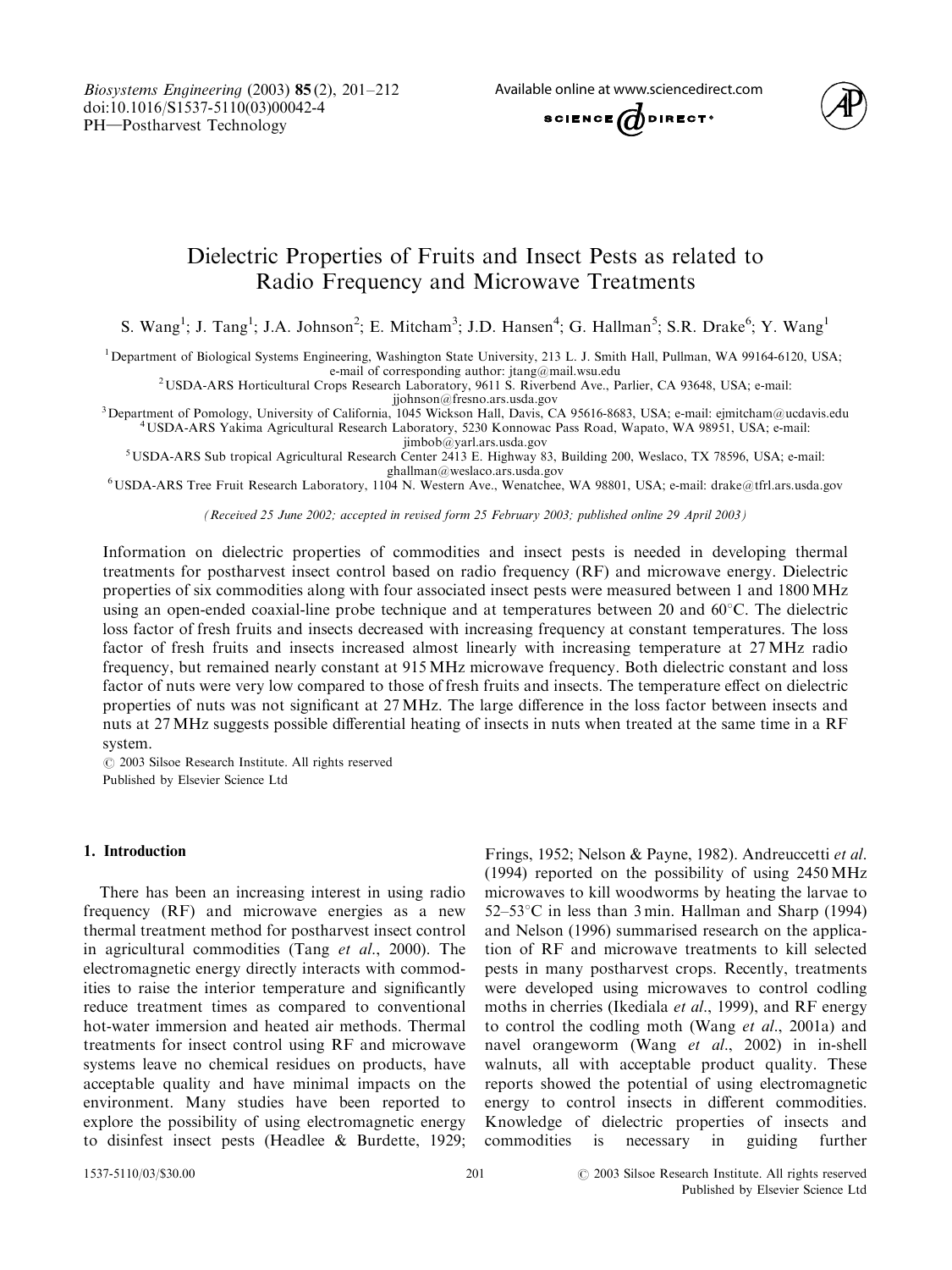# Dielectric Properties of Fruits and Insect Pests as related to Radio Frequency and Microwave Treatments

S. Wang[1]; J. Tang[1]; J.A. Johnson[2]; E. Mitcham[3]; J.D. Hansen[4]; G. Hallman[5]; S.R. Drake[6]; Y. Wang[1]

[1] Department of Biological Systems Engineering, Washington State University, 213 L. J. Smith Hall, Pullman, WA 99164-6120, USA; e-mail of corresponding author: jtang@mail.wsu.edu
[2] USDA-ARS Horticultural Crops Research Laboratory, 9611 S. Riverbend Ave., Parlier, CA 93648, USA; e-mail: jjohnson@fresno.ars.usda.gov
[3] Department of Pomology, University of California, 1045 Wickson Hall, Davis, CA 95616-8683, USA; e-mail: ejmitcham@ucdavis.edu
[4] USDA-ARS Yakima Agricultural Research Laboratory, 5230 Konnowac Pass Road, Wapato, WA 98951, USA; e-mail: jimbob@yarl.ars.usda.gov
[5] USDA-ARS Sub tropical Agricultural Research Center 2413 E. Highway 83, Building 200, Weslaco, TX 78596, USA; e-mail: ghallman@weslaco.ars.usda.gov
[6] USDA-ARS Tree Fruit Research Laboratory, 1104 N. Western Ave., Wenatchee, WA 98801, USA; e-mail: drake@tfrl.ars.usda.gov

*(Received 25 June 2002; accepted in revised form 25 February 2003; published online 29 April 2003)*

Information on dielectric properties of commodities and insect pests is needed in developing thermal treatments for postharvest insect control based on radio frequency (RF) and microwave energy. Dielectric properties of six commodities along with four associated insect pests were measured between 1 and 1800 MHz using an open-ended coaxial-line probe technique and at temperatures between 20 and 60°C. The dielectric loss factor of fresh fruits and insects decreased with increasing frequency at constant temperatures. The loss factor of fresh fruits and insects increased almost linearly with increasing temperature at 27 MHz radio frequency, but remained nearly constant at 915 MHz microwave frequency. Both dielectric constant and loss factor of nuts were very low compared to those of fresh fruits and insects. The temperature effect on dielectric properties of nuts was not significant at 27 MHz. The large difference in the loss factor between insects and nuts at 27 MHz suggests possible differential heating of insects in nuts when treated at the same time in a RF system.

© 2003 Silsoe Research Institute. All rights reserved
Published by Elsevier Science Ltd

## 1. Introduction

There has been an increasing interest in using radio frequency (RF) and microwave energies as a new thermal treatment method for postharvest insect control in agricultural commodities (Tang *et al*., 2000). The electromagnetic energy directly interacts with commodities to raise the interior temperature and significantly reduce treatment times as compared to conventional hot-water immersion and heated air methods. Thermal treatments for insect control using RF and microwave systems leave no chemical residues on products, have acceptable quality and have minimal impacts on the environment. Many studies have been reported to explore the possibility of using electromagnetic energy to disinfest insect pests (Headlee & Burdette, 1929; Frings, 1952; Nelson & Payne, 1982). Andreuccetti *et al*. (1994) reported on the possibility of using 2450 MHz microwaves to kill woodworms by heating the larvae to 52–53°C in less than 3 min. Hallman and Sharp (1994) and Nelson (1996) summarised research on the application of RF and microwave treatments to kill selected pests in many postharvest crops. Recently, treatments were developed using microwaves to control codling moths in cherries (Ikediala *et al*., 1999), and RF energy to control the codling moth (Wang *et al*., 2001a) and navel orangeworm (Wang *et al*., 2002) in in-shell walnuts, all with acceptable product quality. These reports showed the potential of using electromagnetic energy to control insects in different commodities. Knowledge of dielectric properties of insects and commodities is necessary in guiding further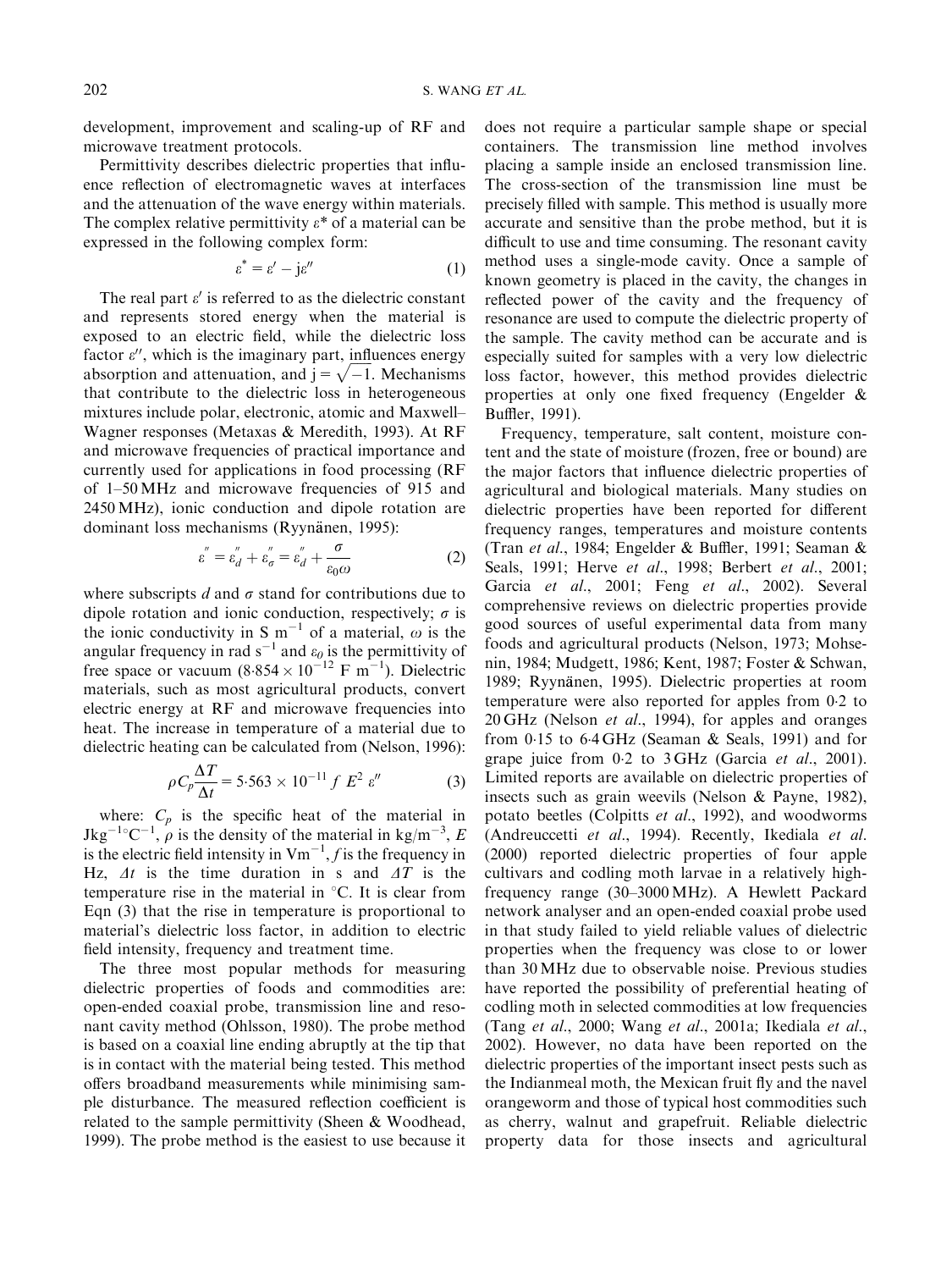development, improvement and scaling-up of RF and microwave treatment protocols.

Permittivity describes dielectric properties that influence reflection of electromagnetic waves at interfaces and the attenuation of the wave energy within materials. The complex relative permittivity $\varepsilon^*$ of a material can be expressed in the following complex form:

$$\varepsilon^* = \varepsilon' - j\varepsilon'' \qquad (1)$$

The real part $\varepsilon'$ is referred to as the dielectric constant and represents stored energy when the material is exposed to an electric field, while the dielectric loss factor $\varepsilon''$, which is the imaginary part, influences energy absorption and attenuation, and $j = \sqrt{-1}$. Mechanisms that contribute to the dielectric loss in heterogeneous mixtures include polar, electronic, atomic and Maxwell–Wagner responses (Metaxas & Meredith, 1993). At RF and microwave frequencies of practical importance and currently used for applications in food processing (RF of 1–50 MHz and microwave frequencies of 915 and 2450 MHz), ionic conduction and dipole rotation are dominant loss mechanisms (Ryynänen, 1995):

$$\varepsilon'' = \varepsilon''_d + \varepsilon''_\sigma = \varepsilon''_d + \frac{\sigma}{\varepsilon_0 \omega} \qquad (2)$$

where subscripts $d$ and $\sigma$ stand for contributions due to dipole rotation and ionic conduction, respectively; $\sigma$ is the ionic conductivity in S m$^{-1}$ of a material, $\omega$ is the angular frequency in rad s$^{-1}$ and $\varepsilon_0$ is the permittivity of free space or vacuum ($8{\cdot}854 \times 10^{-12}$ F m$^{-1}$). Dielectric materials, such as most agricultural products, convert electric energy at RF and microwave frequencies into heat. The increase in temperature of a material due to dielectric heating can be calculated from (Nelson, 1996):

$$\rho C_p \frac{\Delta T}{\Delta t} = 5{\cdot}563 \times 10^{-11}\, f\, E^2\, \varepsilon'' \qquad (3)$$

where: $C_p$ is the specific heat of the material in J kg$^{-1}$°C$^{-1}$, $\rho$ is the density of the material in kg/m$^{-3}$, $E$ is the electric field intensity in V m$^{-1}$, $f$ is the frequency in Hz, $\Delta t$ is the time duration in s and $\Delta T$ is the temperature rise in the material in °C. It is clear from Eqn (3) that the rise in temperature is proportional to material's dielectric loss factor, in addition to electric field intensity, frequency and treatment time.

The three most popular methods for measuring dielectric properties of foods and commodities are: open-ended coaxial probe, transmission line and resonant cavity method (Ohlsson, 1980). The probe method is based on a coaxial line ending abruptly at the tip that is in contact with the material being tested. This method offers broadband measurements while minimising sample disturbance. The measured reflection coefficient is related to the sample permittivity (Sheen & Woodhead, 1999). The probe method is the easiest to use because it does not require a particular sample shape or special containers. The transmission line method involves placing a sample inside an enclosed transmission line. The cross-section of the transmission line must be precisely filled with sample. This method is usually more accurate and sensitive than the probe method, but it is difficult to use and time consuming. The resonant cavity method uses a single-mode cavity. Once a sample of known geometry is placed in the cavity, the changes in reflected power of the cavity and the frequency of resonance are used to compute the dielectric property of the sample. The cavity method can be accurate and is especially suited for samples with a very low dielectric loss factor, however, this method provides dielectric properties at only one fixed frequency (Engelder & Buffler, 1991).

Frequency, temperature, salt content, moisture content and the state of moisture (frozen, free or bound) are the major factors that influence dielectric properties of agricultural and biological materials. Many studies on dielectric properties have been reported for different frequency ranges, temperatures and moisture contents (Tran *et al.*, 1984; Engelder & Buffler, 1991; Seaman & Seals, 1991; Herve *et al.*, 1998; Berbert *et al.*, 2001; Garcia *et al.*, 2001; Feng *et al.*, 2002). Several comprehensive reviews on dielectric properties provide good sources of useful experimental data from many foods and agricultural products (Nelson, 1973; Mohsenin, 1984; Mudgett, 1986; Kent, 1987; Foster & Schwan, 1989; Ryynänen, 1995). Dielectric properties at room temperature were also reported for apples from 0·2 to 20 GHz (Nelson *et al.*, 1994), for apples and oranges from 0·15 to 6·4 GHz (Seaman & Seals, 1991) and for grape juice from 0·2 to 3 GHz (Garcia *et al.*, 2001). Limited reports are available on dielectric properties of insects such as grain weevils (Nelson & Payne, 1982), potato beetles (Colpitts *et al.*, 1992), and woodworms (Andreuccetti *et al.*, 1994). Recently, Ikediala *et al.* (2000) reported dielectric properties of four apple cultivars and codling moth larvae in a relatively high-frequency range (30–3000 MHz). A Hewlett Packard network analyser and an open-ended coaxial probe used in that study failed to yield reliable values of dielectric properties when the frequency was close to or lower than 30 MHz due to observable noise. Previous studies have reported the possibility of preferential heating of codling moth in selected commodities at low frequencies (Tang *et al.*, 2000; Wang *et al.*, 2001a; Ikediala *et al.*, 2002). However, no data have been reported on the dielectric properties of the important insect pests such as the Indianmeal moth, the Mexican fruit fly and the navel orangeworm and those of typical host commodities such as cherry, walnut and grapefruit. Reliable dielectric property data for those insects and agricultural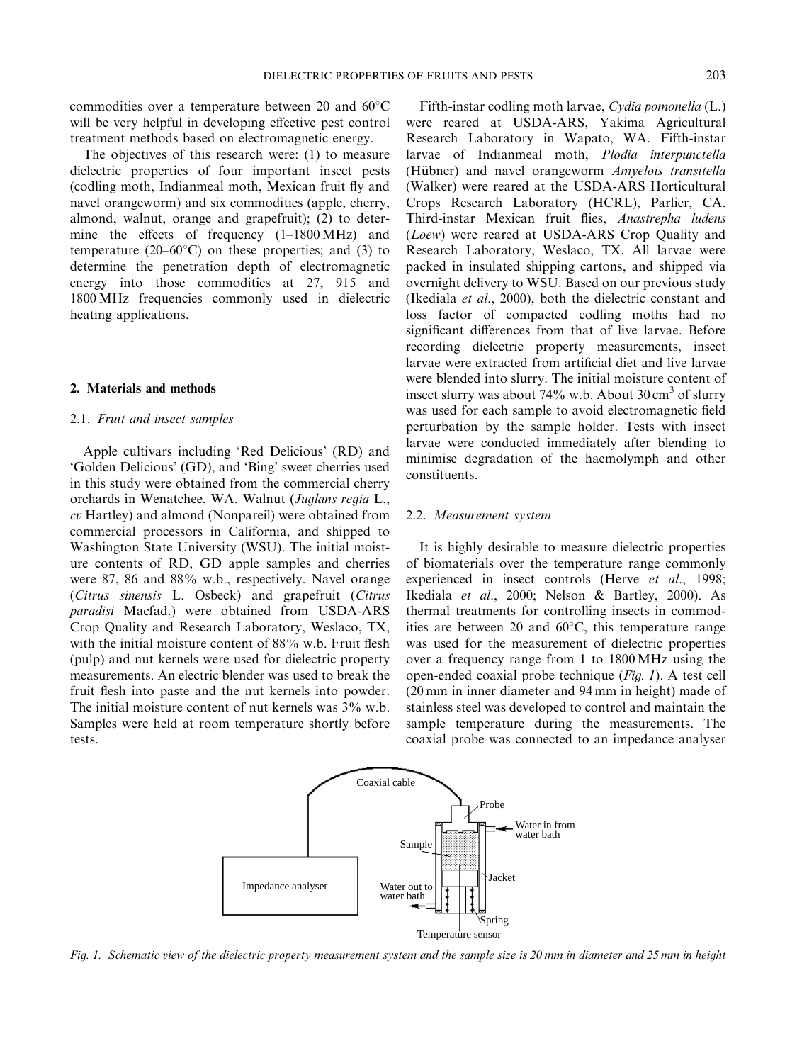commodities over a temperature between 20 and 60°C will be very helpful in developing effective pest control treatment methods based on electromagnetic energy.

The objectives of this research were: (1) to measure dielectric properties of four important insect pests (codling moth, Indianmeal moth, Mexican fruit fly and navel orangeworm) and six commodities (apple, cherry, almond, walnut, orange and grapefruit); (2) to determine the effects of frequency (1–1800 MHz) and temperature (20–60°C) on these properties; and (3) to determine the penetration depth of electromagnetic energy into those commodities at 27, 915 and 1800 MHz frequencies commonly used in dielectric heating applications.

## 2. Materials and methods

### 2.1. *Fruit and insect samples*

Apple cultivars including 'Red Delicious' (RD) and 'Golden Delicious' (GD), and 'Bing' sweet cherries used in this study were obtained from the commercial cherry orchards in Wenatchee, WA. Walnut (*Juglans regia* L., *cv* Hartley) and almond (Nonpareil) were obtained from commercial processors in California, and shipped to Washington State University (WSU). The initial moisture contents of RD, GD apple samples and cherries were 87, 86 and 88% w.b., respectively. Navel orange (*Citrus sinensis* L. Osbeck) and grapefruit (*Citrus paradisi* Macfad.) were obtained from USDA-ARS Crop Quality and Research Laboratory, Weslaco, TX, with the initial moisture content of 88% w.b. Fruit flesh (pulp) and nut kernels were used for dielectric property measurements. An electric blender was used to break the fruit flesh into paste and the nut kernels into powder. The initial moisture content of nut kernels was 3% w.b. Samples were held at room temperature shortly before tests.

Fifth-instar codling moth larvae, *Cydia pomonella* (L.) were reared at USDA-ARS, Yakima Agricultural Research Laboratory in Wapato, WA. Fifth-instar larvae of Indianmeal moth, *Plodia interpunctella* (Hübner) and navel orangeworm *Amyelois transitella* (Walker) were reared at the USDA-ARS Horticultural Crops Research Laboratory (HCRL), Parlier, CA. Third-instar Mexican fruit flies, *Anastrepha ludens* (*Loew*) were reared at USDA-ARS Crop Quality and Research Laboratory, Weslaco, TX. All larvae were packed in insulated shipping cartons, and shipped via overnight delivery to WSU. Based on our previous study (Ikediala *et al.*, 2000), both the dielectric constant and loss factor of compacted codling moths had no significant differences from that of live larvae. Before recording dielectric property measurements, insect larvae were extracted from artificial diet and live larvae were blended into slurry. The initial moisture content of insect slurry was about 74% w.b. About 30 cm$^3$ of slurry was used for each sample to avoid electromagnetic field perturbation by the sample holder. Tests with insect larvae were conducted immediately after blending to minimise degradation of the haemolymph and other constituents.

### 2.2. *Measurement system*

It is highly desirable to measure dielectric properties of biomaterials over the temperature range commonly experienced in insect controls (Herve *et al.*, 1998; Ikediala *et al.*, 2000; Nelson & Bartley, 2000). As thermal treatments for controlling insects in commodities are between 20 and 60°C, this temperature range was used for the measurement of dielectric properties over a frequency range from 1 to 1800 MHz using the open-ended coaxial probe technique (*Fig. 1*). A test cell (20 mm in inner diameter and 94 mm in height) made of stainless steel was developed to control and maintain the sample temperature during the measurements. The coaxial probe was connected to an impedance analyser

*Fig. 1. Schematic view of the dielectric property measurement system and the sample size is 20 mm in diameter and 25 mm in height*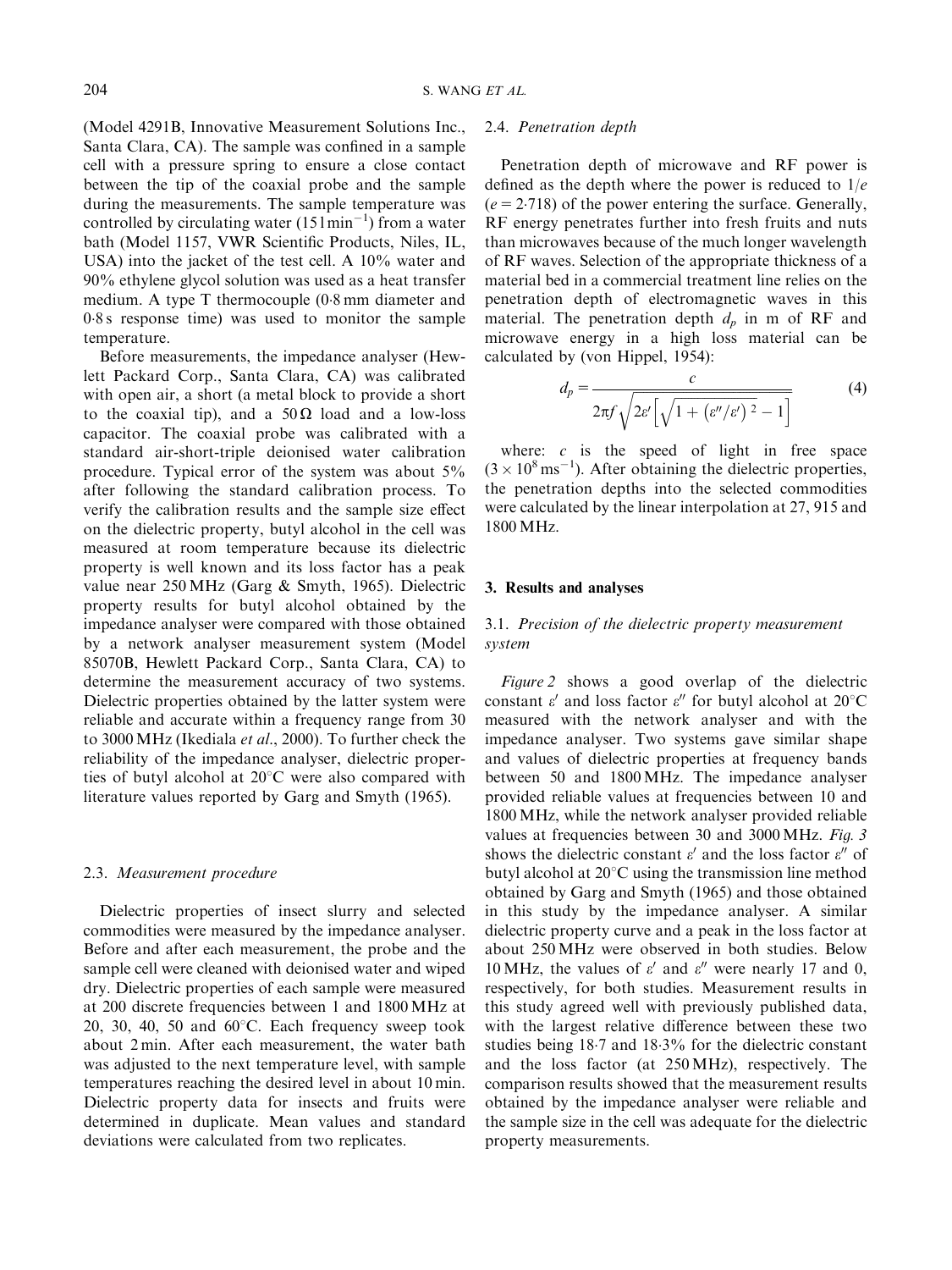(Model 4291B, Innovative Measurement Solutions Inc., Santa Clara, CA). The sample was confined in a sample cell with a pressure spring to ensure a close contact between the tip of the coaxial probe and the sample during the measurements. The sample temperature was controlled by circulating water ($15 \, l \, min^{-1}$) from a water bath (Model 1157, VWR Scientific Products, Niles, IL, USA) into the jacket of the test cell. A 10% water and 90% ethylene glycol solution was used as a heat transfer medium. A type T thermocouple (0·8 mm diameter and 0·8 s response time) was used to monitor the sample temperature.

Before measurements, the impedance analyser (Hewlett Packard Corp., Santa Clara, CA) was calibrated with open air, a short (a metal block to provide a short to the coaxial tip), and a $50 \, \Omega$ load and a low-loss capacitor. The coaxial probe was calibrated with a standard air-short-triple deionised water calibration procedure. Typical error of the system was about 5% after following the standard calibration process. To verify the calibration results and the sample size effect on the dielectric property, butyl alcohol in the cell was measured at room temperature because its dielectric property is well known and its loss factor has a peak value near 250 MHz (Garg & Smyth, 1965). Dielectric property results for butyl alcohol obtained by the impedance analyser were compared with those obtained by a network analyser measurement system (Model 85070B, Hewlett Packard Corp., Santa Clara, CA) to determine the measurement accuracy of two systems. Dielectric properties obtained by the latter system were reliable and accurate within a frequency range from 30 to 3000 MHz (Ikediala *et al.*, 2000). To further check the reliability of the impedance analyser, dielectric properties of butyl alcohol at 20°C were also compared with literature values reported by Garg and Smyth (1965).

### 2.3. *Measurement procedure*

Dielectric properties of insect slurry and selected commodities were measured by the impedance analyser. Before and after each measurement, the probe and the sample cell were cleaned with deionised water and wiped dry. Dielectric properties of each sample were measured at 200 discrete frequencies between 1 and 1800 MHz at 20, 30, 40, 50 and 60°C. Each frequency sweep took about 2 min. After each measurement, the water bath was adjusted to the next temperature level, with sample temperatures reaching the desired level in about 10 min. Dielectric property data for insects and fruits were determined in duplicate. Mean values and standard deviations were calculated from two replicates.

### 2.4. *Penetration depth*

Penetration depth of microwave and RF power is defined as the depth where the power is reduced to $1/e$ ($e = 2{\cdot}718$) of the power entering the surface. Generally, RF energy penetrates further into fresh fruits and nuts than microwaves because of the much longer wavelength of RF waves. Selection of the appropriate thickness of a material bed in a commercial treatment line relies on the penetration depth of electromagnetic waves in this material. The penetration depth $d_p$ in m of RF and microwave energy in a high loss material can be calculated by (von Hippel, 1954):

$$d_p = \frac{c}{2\pi f \sqrt{2\varepsilon' \left[ \sqrt{1 + \left( \varepsilon''/\varepsilon' \right)^2} - 1 \right]}} \tag{4}$$

where: $c$ is the speed of light in free space ($3 \times 10^8 \, m \, s^{-1}$). After obtaining the dielectric properties, the penetration depths into the selected commodities were calculated by the linear interpolation at 27, 915 and 1800 MHz.

## 3. Results and analyses

### 3.1. *Precision of the dielectric property measurement system*

*Figure 2* shows a good overlap of the dielectric constant $\varepsilon'$ and loss factor $\varepsilon''$ for butyl alcohol at 20°C measured with the network analyser and with the impedance analyser. Two systems gave similar shape and values of dielectric properties at frequency bands between 50 and 1800 MHz. The impedance analyser provided reliable values at frequencies between 10 and 1800 MHz, while the network analyser provided reliable values at frequencies between 30 and 3000 MHz. *Fig. 3* shows the dielectric constant $\varepsilon'$ and the loss factor $\varepsilon''$ of butyl alcohol at 20°C using the transmission line method obtained by Garg and Smyth (1965) and those obtained in this study by the impedance analyser. A similar dielectric property curve and a peak in the loss factor at about 250 MHz were observed in both studies. Below 10 MHz, the values of $\varepsilon'$ and $\varepsilon''$ were nearly 17 and 0, respectively, for both studies. Measurement results in this study agreed well with previously published data, with the largest relative difference between these two studies being 18·7 and 18·3% for the dielectric constant and the loss factor (at 250 MHz), respectively. The comparison results showed that the measurement results obtained by the impedance analyser were reliable and the sample size in the cell was adequate for the dielectric property measurements.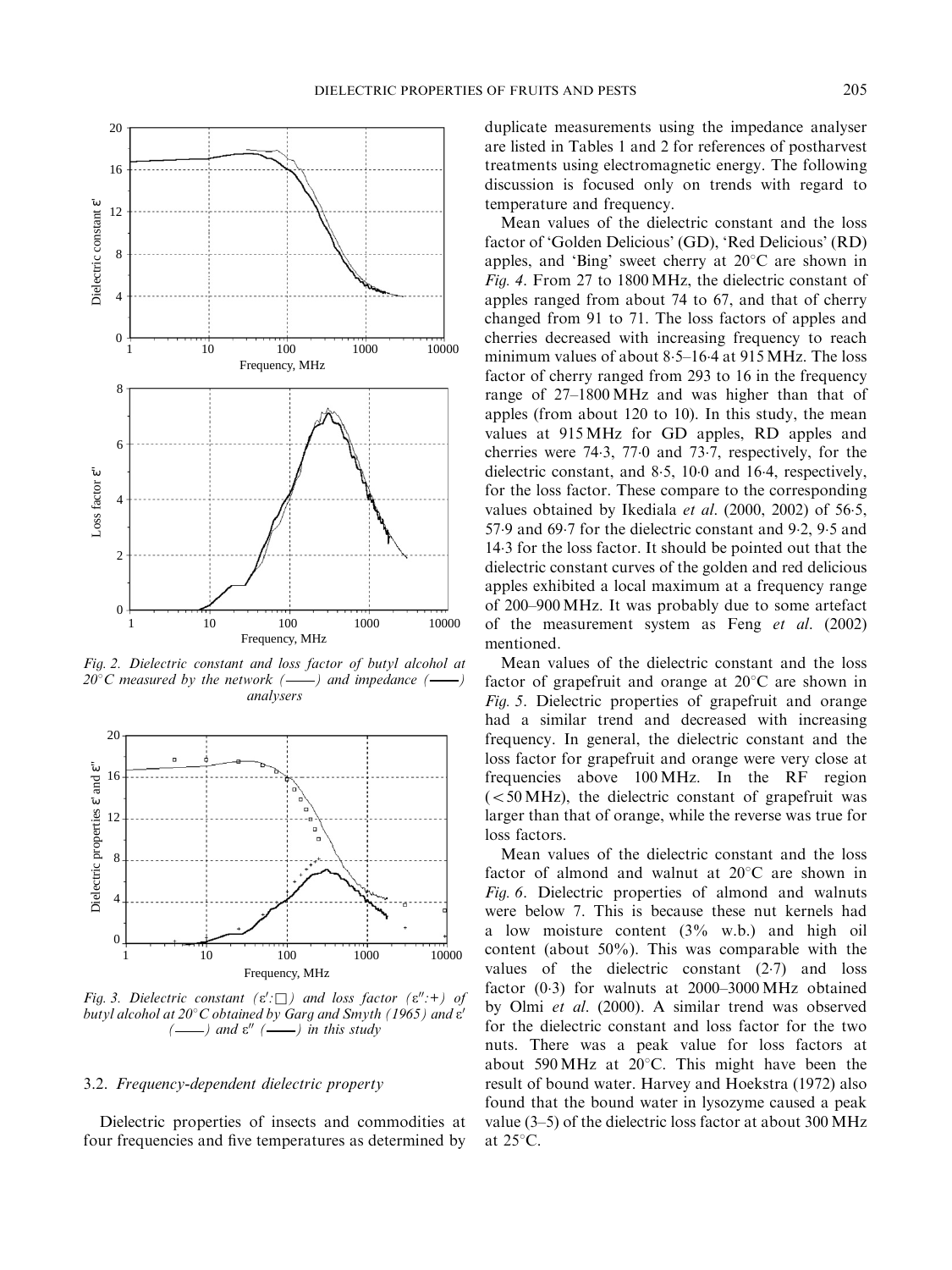Fig. 2. Dielectric constant and loss factor of butyl alcohol at 20°C measured by the network (——) and impedance (——) analysers

Fig. 3. Dielectric constant ($\varepsilon'$:□) and loss factor ($\varepsilon''$:+) of butyl alcohol at 20°C obtained by Garg and Smyth (1965) and $\varepsilon'$ (——) and $\varepsilon''$ (——) in this study

### 3.2. Frequency-dependent dielectric property

Dielectric properties of insects and commodities at four frequencies and five temperatures as determined by duplicate measurements using the impedance analyser are listed in Tables 1 and 2 for references of postharvest treatments using electromagnetic energy. The following discussion is focused only on trends with regard to temperature and frequency.

Mean values of the dielectric constant and the loss factor of 'Golden Delicious' (GD), 'Red Delicious' (RD) apples, and 'Bing' sweet cherry at 20°C are shown in *Fig. 4*. From 27 to 1800 MHz, the dielectric constant of apples ranged from about 74 to 67, and that of cherry changed from 91 to 71. The loss factors of apples and cherries decreased with increasing frequency to reach minimum values of about 8·5–16·4 at 915 MHz. The loss factor of cherry ranged from 293 to 16 in the frequency range of 27–1800 MHz and was higher than that of apples (from about 120 to 10). In this study, the mean values at 915 MHz for GD apples, RD apples and cherries were 74·3, 77·0 and 73·7, respectively, for the dielectric constant, and 8·5, 10·0 and 16·4, respectively, for the loss factor. These compare to the corresponding values obtained by Ikediala *et al.* (2000, 2002) of 56·5, 57·9 and 69·7 for the dielectric constant and 9·2, 9·5 and 14·3 for the loss factor. It should be pointed out that the dielectric constant curves of the golden and red delicious apples exhibited a local maximum at a frequency range of 200–900 MHz. It was probably due to some artefact of the measurement system as Feng *et al.* (2002) mentioned.

Mean values of the dielectric constant and the loss factor of grapefruit and orange at 20°C are shown in *Fig. 5*. Dielectric properties of grapefruit and orange had a similar trend and decreased with increasing frequency. In general, the dielectric constant and the loss factor for grapefruit and orange were very close at frequencies above 100 MHz. In the RF region (<50 MHz), the dielectric constant of grapefruit was larger than that of orange, while the reverse was true for loss factors.

Mean values of the dielectric constant and the loss factor of almond and walnut at 20°C are shown in *Fig. 6*. Dielectric properties of almond and walnuts were below 7. This is because these nut kernels had a low moisture content (3% w.b.) and high oil content (about 50%). This was comparable with the values of the dielectric constant (2·7) and loss factor (0·3) for walnuts at 2000–3000 MHz obtained by Olmi *et al.* (2000). A similar trend was observed for the dielectric constant and loss factor for the two nuts. There was a peak value for loss factors at about 590 MHz at 20°C. This might have been the result of bound water. Harvey and Hoekstra (1972) also found that the bound water in lysozyme caused a peak value (3–5) of the dielectric loss factor at about 300 MHz at 25°C.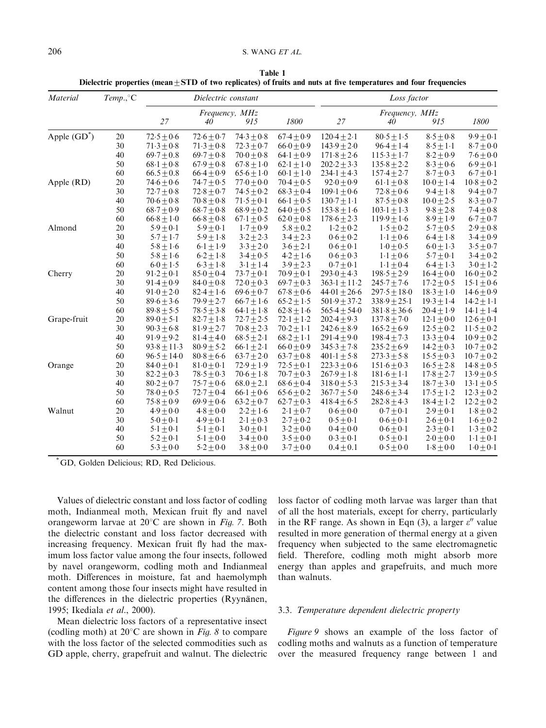**Table 1**
**Dielectric properties (mean ± STD of two replicates) of fruits and nuts at five temperatures and four frequencies**

| *Material* | *Temp.,°C* | *Dielectric constant* | | | | *Loss factor* | | | |
|---|---|---|---|---|---|---|---|---|---|
| | | *Frequency, MHz* | | | | *Frequency, MHz* | | | |
| | | *27* | *40* | *915* | *1800* | *27* | *40* | *915* | *1800* |
| Apple (GD*) | 20 | 72·5 ± 0·6 | 72·6 ± 0·7 | 74·3 ± 0·8 | 67·4 ± 0·9 | 120·4 ± 2·1 | 80·5 ± 1·5 | 8·5 ± 0·8 | 9·9 ± 0·1 |
| | 30 | 71·3 ± 0·8 | 71·3 ± 0·8 | 72·3 ± 0·7 | 66·0 ± 0·9 | 143·9 ± 2·0 | 96·4 ± 1·4 | 8·5 ± 1·1 | 8·7 ± 0·0 |
| | 40 | 69·7 ± 0.8 | 69·7 ± 0·8 | 70·0 ± 0·8 | 64·1 ± 0·9 | 171·8 ± 2·6 | 115·3 ± 1·7 | 8·2 ± 0·9 | 7·6 ± 0·0 |
| | 50 | 68·1 ± 0·8 | 67·9 ± 0·8 | 67·8 ± 1·0 | 62·1 ± 1·0 | 202·2 ± 3·3 | 135·8 ± 2·2 | 8·3 ± 0·6 | 6·9 ± 0·1 |
| | 60 | 66·5 ± 0·8 | 66·4 ± 0·9 | 65·6 ± 1·0 | 60·1 ± 1·0 | 234·1 ± 4·3 | 157·4 ± 2·7 | 8·7 ± 0·3 | 6·7 ± 0·1 |
| Apple (RD) | 20 | 74·6 ± 0·6 | 74·7 ± 0·5 | 77·0 ± 0·0 | 70·4 ± 0·5 | 92·0 ± 0·9 | 61·1 ± 0·8 | 10·0 ± 1·4 | 10·8 ± 0·2 |
| | 30 | 72·7 ± 0·8 | 72·8 ± 0·7 | 74·5 ± 0·2 | 68·3 ± 0·4 | 109·1 ± 0·6 | 72·8 ± 0·6 | 9·4 ± 1·8 | 9·4 ± 0·7 |
| | 40 | 70·6 ± 0·8 | 70·8 ± 0·8 | 71·5 ± 0·1 | 66·1 ± 0·5 | 130·7 ± 1·1 | 87·5 ± 0·8 | 10·0 ± 2·5 | 8·3 ± 0·7 |
| | 50 | 68·7 ± 0·9 | 68·7 ± 0·8 | 68·9 ± 0·2 | 64·0 ± 0·5 | 153·8 ± 1·6 | 103·1 ± 1·3 | 9·8 ± 2·8 | 7·4 ± 0·8 |
| | 60 | 66·8 ± 1·0 | 66·8 ± 0·8 | 67·1 ± 0·5 | 62·0 ± 0·8 | 178·6 ± 2·3 | 119·9 ± 1·6 | 8·9 ± 1·9 | 6·7 ± 0·7 |
| Almond | 20 | 5·9 ± 0·1 | 5·9 ± 0·1 | 1·7 ± 0·9 | 5·8 ± 0.2 | 1·2 ± 0·2 | 1·5 ± 0·2 | 5·7 ± 0·5 | 2·9 ± 0·8 |
| | 30 | 5·7 ± 1·7 | 5·9 ± 1·8 | 3·2 ± 2·3 | 3·4 ± 2·3 | 0·6 ± 0·2 | 1·1 ± 0·6 | 6·4 ± 1·8 | 3·4 ± 0·9 |
| | 40 | 5·8 ± 1·6 | 6·1 ± 1·9 | 3·3 ± 2·0 | 3·6 ± 2·1 | 0·6 ± 0·1 | 1·0 ± 0·5 | 6·0 ± 1·3 | 3·5 ± 0·7 |
| | 50 | 5·8 ± 1·6 | 6·2 ± 1·8 | 3·4 ± 0·5 | 4·2 ± 1·6 | 0·6 ± 0·3 | 1·1 ± 0·6 | 5·7 ± 0·1 | 3·4 ± 0·2 |
| | 60 | 6·0 ± 1·5 | 6·3 ± 1·8 | 3·1 ± 1·4 | 3·9 ± 2·3 | 0·7 ± 0·1 | 1·1 ± 0·4 | 6·4 ± 1·3 | 3·0 ± 1·2 |
| Cherry | 20 | 91·2 ± 0·1 | 85·0 ± 0·4 | 73·7 ± 0·1 | 70·9 ± 0·1 | 293·0 ± 4·3 | 198·5 ± 2·9 | 16·4 ± 0·0 | 16·0 ± 0·2 |
| | 30 | 91·4 ± 0·9 | 84·0 ± 0·8 | 72·0 ± 0·3 | 69·7 ± 0·3 | 363·1 ± 11·2 | 245·7 ± 7·6 | 17·2 ± 0·5 | 15·1 ± 0·6 |
| | 40 | 91·0 ± 2·0 | 82·4 ± 1·6 | 69·6 ± 0·7 | 67·8 ± 0·6 | 44·01 ± 26·6 | 297·5 ± 18·0 | 18·3 ± 1·0 | 14·6 ± 0·9 |
| | 50 | 89·6 ± 3·6 | 79·9 ± 2·7 | 66·7 ± 1·6 | 65·2 ± 1·5 | 501·9 ± 37·2 | 338·9 ± 25·1 | 19·3 ± 1·4 | 14·2 ± 1·1 |
| | 60 | 89·8 ± 5·5 | 78·5 ± 3·8 | 64·1 ± 1·8 | 62·8 ± 1·6 | 565·4 ± 54·0 | 381·8 ± 36·6 | 20·4 ± 1·9 | 14·1 ± 1·4 |
| Grape-fruit | 20 | 89·0 ± 5·1 | 82·7 ± 1·8 | 72·7 ± 2·5 | 72·1 ± 1·2 | 202·4 ± 9·3 | 137·8 ± 7·0 | 12·1 ± 0·0 | 12·6 ± 0·1 |
| | 30 | 90·3 ± 6·8 | 81·9 ± 2·7 | 70·8 ± 2·3 | 70·2 ± 1·1 | 242·6 ± 8·9 | 165·2 ± 6·9 | 12·5 ± 0·2 | 11·5 ± 0·2 |
| | 40 | 91·9 ± 9·2 | 81·4 ± 4·0 | 68·5 ± 2·1 | 68·2 ± 1·1 | 291·4 ± 9·0 | 198·4 ± 7·3 | 13·3 ± 0·4 | 10·9 ± 0·2 |
| | 50 | 93·8 ± 11·3 | 80·9 ± 5·2 | 66·1 ± 2·1 | 66·0 ± 0·9 | 345·3 ± 7·8 | 235·2 ± 6·9 | 14·2 ± 0·3 | 10·7 ± 0·2 |
| | 60 | 96·5 ± 14·0 | 80·8 ± 6·6 | 63·7 ± 2·0 | 63·7 ± 0·8 | 401·1 ± 5·8 | 273·3 ± 5·8 | 15·5 ± 0·3 | 10·7 ± 0·2 |
| Orange | 20 | 84·0 ± 0·1 | 81·0 ± 0·1 | 72·9 ± 1·9 | 72·5 ± 0·1 | 223·3 ± 0·6 | 151·6 ± 0·3 | 16·5 ± 2·8 | 14·8 ± 0·5 |
| | 30 | 82·2 ± 0·3 | 78·5 ± 0·3 | 70·6 ± 1·8 | 70·7 ± 0·3 | 267·9 ± 1·8 | 181·6 ± 1·1 | 17·8 ± 2·7 | 13·9 ± 0·5 |
| | 40 | 80·2 ± 0·7 | 75·7 ± 0·6 | 68·0 ± 2.1 | 68·6 ± 0·4 | 318·0 ± 5·3 | 215·3 ± 3·4 | 18·7 ± 3·0 | 13·1 ± 0·5 |
| | 50 | 78·0 ± 0·5 | 72·7 ± 0·4 | 66·1 ± 0·6 | 65·6 ± 0·2 | 367·7 ± 5·0 | 248·6 ± 3·4 | 17·5 ± 1·2 | 12·3 ± 0·2 |
| | 60 | 75·8 ± 0·9 | 69·9 ± 0·6 | 63·2 ± 0·7 | 62·7 ± 0·3 | 418·4 ± 6·5 | 282·8 ± 4·3 | 18·4 ± 1·2 | 12·2 ± 0·2 |
| Walnut | 20 | 4·9 ± 0·0 | 4·8 ± 0·0 | 2·2 ± 1·6 | 2·1 ± 0·7 | 0·6 ± 0·0 | 0·7 ± 0·1 | 2·9 ± 0·1 | 1·8 ± 0·2 |
| | 30 | 5·0 ± 0·1 | 4·9 ± 0·1 | 2·1 ± 0·3 | 2·7 ± 0·2 | 0·5 ± 0·1 | 0·6 ± 0·1 | 2·6 ± 0·1 | 1·6 ± 0·2 |
| | 40 | 5·1 ± 0·1 | 5·1 ± 0·1 | 3·0 ± 0·1 | 3·2 ± 0·0 | 0·4 ± 0·0 | 0·6 ± 0·1 | 2·3 ± 0·1 | 1·3 ± 0·2 |
| | 50 | 5·2 ± 0·1 | 5·1 ± 0·0 | 3·4 ± 0·0 | 3·5 ± 0·0 | 0·3 ± 0·1 | 0·5 ± 0·1 | 2·0 ± 0·0 | 1·1 ± 0·1 |
| | 60 | 5·3 ± 0·0 | 5·2 ± 0·0 | 3·8 ± 0·0 | 3·7 ± 0·0 | 0.4 ± 0.1 | 0·5 ± 0·0 | 1·8 ± 0·0 | 1·0 ± 0·1 |

*GD, Golden Delicious; RD, Red Delicious.

Values of dielectric constant and loss factor of codling moth, Indianmeal moth, Mexican fruit fly and navel orangeworm larvae at 20°C are shown in *Fig. 7*. Both the dielectric constant and loss factor decreased with increasing frequency. Mexican fruit fly had the maximum loss factor value among the four insects, followed by navel orangeworm, codling moth and Indianmeal moth. Differences in moisture, fat and haemolymph content among those four insects might have resulted in the differences in the dielectric properties (Ryynänen, 1995; Ikediala *et al*., 2000).

Mean dielectric loss factors of a representative insect (codling moth) at 20°C are shown in *Fig. 8* to compare with the loss factor of the selected commodities such as GD apple, cherry, grapefruit and walnut. The dielectric loss factor of codling moth larvae was larger than that of all the host materials, except for cherry, particularly in the RF range. As shown in Eqn (3), a larger $\varepsilon''$ value resulted in more generation of thermal energy at a given frequency when subjected to the same electromagnetic field. Therefore, codling moth might absorb more energy than apples and grapefruits, and much more than walnuts.

### 3.3. Temperature dependent dielectric property

*Figure 9* shows an example of the loss factor of codling moths and walnuts as a function of temperature over the measured frequency range between 1 and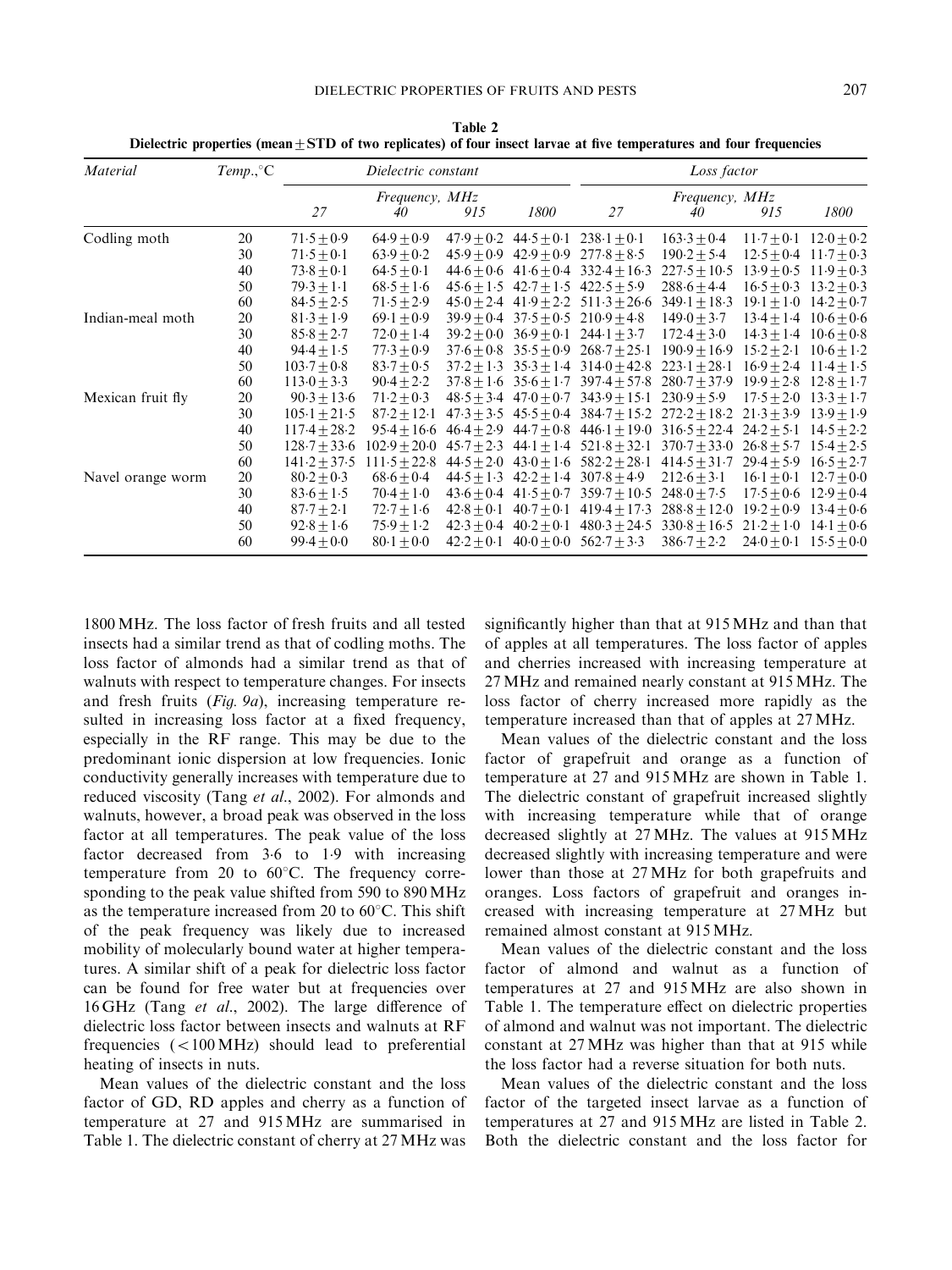**Table 2**
**Dielectric properties (mean ± STD of two replicates) of four insect larvae at five temperatures and four frequencies**

| *Material* | *Temp.,°C* | *Dielectric constant* | | | | *Loss factor* | | | |
|---|---|---|---|---|---|---|---|---|---|
| | | *Frequency, MHz* | | | | *Frequency, MHz* | | | |
| | | *27* | *40* | *915* | *1800* | *27* | *40* | *915* | *1800* |
| Codling moth | 20 | 71·5 ± 0·9 | 64·9 ± 0·9 | 47·9 ± 0·2 | 44·5 ± 0·1 | 238·1 ± 0·1 | 163·3 ± 0·4 | 11·7 ± 0·1 | 12·0 ± 0·2 |
| | 30 | 71·5 ± 0·1 | 63·9 ± 0·2 | 45·9 ± 0·9 | 42·9 ± 0·9 | 277·8 ± 8·5 | 190·2 ± 5·4 | 12·5 ± 0·4 | 11·7 ± 0·3 |
| | 40 | 73·8 ± 0·1 | 64·5 ± 0·1 | 44·6 ± 0·6 | 41·6 ± 0·4 | 332·4 ± 16·3 | 227·5 ± 10·5 | 13·9 ± 0·5 | 11·9 ± 0·3 |
| | 50 | 79·3 ± 1·1 | 68·5 ± 1·6 | 45·6 ± 1·5 | 42·7 ± 1·5 | 422·5 ± 5·9 | 288·6 ± 4·4 | 16·5 ± 0·3 | 13·2 ± 0·3 |
| | 60 | 84·5 ± 2·5 | 71·5 ± 2·9 | 45·0 ± 2·4 | 41·9 ± 2·2 | 511·3 ± 26·6 | 349·1 ± 18·3 | 19·1 ± 1·0 | 14·2 ± 0·7 |
| Indian-meal moth | 20 | 81·3 ± 1·9 | 69·1 ± 0·9 | 39·9 ± 0·4 | 37·5 ± 0·5 | 210·9 ± 4·8 | 149·0 ± 3·7 | 13·4 ± 1·4 | 10·6 ± 0·6 |
| | 30 | 85·8 ± 2·7 | 72·0 ± 1·4 | 39·2 ± 0·0 | 36·9 ± 0·1 | 244·1 ± 3·7 | 172·4 ± 3·0 | 14·3 ± 1·4 | 10·6 ± 0·8 |
| | 40 | 94·4 ± 1·5 | 77·3 ± 0·9 | 37·6 ± 0·8 | 35·5 ± 0·9 | 268·7 ± 25·1 | 190·9 ± 16·9 | 15·2 ± 2·1 | 10·6 ± 1·2 |
| | 50 | 103·7 ± 0·8 | 83·7 ± 0·5 | 37·2 ± 1·3 | 35·3 ± 1·4 | 314·0 ± 42·8 | 223·1 ± 28·1 | 16·9 ± 2·4 | 11·4 ± 1·5 |
| | 60 | 113·0 ± 3·3 | 90·4 ± 2·2 | 37·8 ± 1·6 | 35·6 ± 1·7 | 397·4 ± 57·8 | 280·7 ± 37·9 | 19·9 ± 2·8 | 12·8 ± 1·7 |
| Mexican fruit fly | 20 | 90·3 ± 13·6 | 71·2 ± 0·3 | 48·5 ± 3·4 | 47·0 ± 0·7 | 343·9 ± 15·1 | 230·9 ± 5·9 | 17·5 ± 2·0 | 13·3 ± 1·7 |
| | 30 | 105·1 ± 21·5 | 87·2 ± 12·1 | 47·3 ± 3·5 | 45·5 ± 0·4 | 384·7 ± 15·2 | 272·2 ± 18·2 | 21·3 ± 3·9 | 13·9 ± 1·9 |
| | 40 | 117·4 ± 28·2 | 95·4 ± 16·6 | 46·4 ± 2·9 | 44·7 ± 0·8 | 446·1 ± 19·0 | 316·5 ± 22·4 | 24·2 ± 5·1 | 14·5 ± 2·2 |
| | 50 | 128·7 ± 33·6 | 102·9 ± 20·0 | 45·7 ± 2·3 | 44·1 ± 1·4 | 521·8 ± 32·1 | 370·7 ± 33·0 | 26·8 ± 5·7 | 15·4 ± 2·5 |
| | 60 | 141·2 ± 37·5 | 111·5 ± 22·8 | 44·5 ± 2·0 | 43·0 ± 1·6 | 582·2 ± 28·1 | 414·5 ± 31·7 | 29·4 ± 5·9 | 16·5 ± 2·7 |
| Navel orange worm | 20 | 80·2 ± 0·3 | 68·6 ± 0·4 | 44·5 ± 1·3 | 42·2 ± 1·4 | 307·8 ± 4·9 | 212·6 ± 3·1 | 16·1 ± 0·1 | 12·7 ± 0·0 |
| | 30 | 83·6 ± 1·5 | 70·4 ± 1·0 | 43·6 ± 0·4 | 41·5 ± 0·7 | 359·7 ± 10·5 | 248·0 ± 7·5 | 17·5 ± 0·6 | 12·9 ± 0·4 |
| | 40 | 87·7 ± 2·1 | 72·7 ± 1·6 | 42·8 ± 0·1 | 40·7 ± 0·1 | 419·4 ± 17·3 | 288·8 ± 12·0 | 19·2 ± 0·9 | 13·4 ± 0·6 |
| | 50 | 92·8 ± 1·6 | 75·9 ± 1·2 | 42·3 ± 0·4 | 40·2 ± 0·1 | 480·3 ± 24·5 | 330·8 ± 16·5 | 21·2 ± 1·0 | 14·1 ± 0·6 |
| | 60 | 99·4 ± 0·0 | 80·1 ± 0·0 | 42·2 ± 0·1 | 40·0 ± 0·0 | 562·7 ± 3·3 | 386·7 ± 2·2 | 24·0 ± 0·1 | 15·5 ± 0·0 |

1800 MHz. The loss factor of fresh fruits and all tested insects had a similar trend as that of codling moths. The loss factor of almonds had a similar trend as that of walnuts with respect to temperature changes. For insects and fresh fruits (*Fig. 9a*), increasing temperature resulted in increasing loss factor at a fixed frequency, especially in the RF range. This may be due to the predominant ionic dispersion at low frequencies. Ionic conductivity generally increases with temperature due to reduced viscosity (Tang *et al.*, 2002). For almonds and walnuts, however, a broad peak was observed in the loss factor at all temperatures. The peak value of the loss factor decreased from 3·6 to 1·9 with increasing temperature from 20 to 60°C. The frequency corresponding to the peak value shifted from 590 to 890 MHz as the temperature increased from 20 to 60°C. This shift of the peak frequency was likely due to increased mobility of molecularly bound water at higher temperatures. A similar shift of a peak for dielectric loss factor can be found for free water but at frequencies over 16 GHz (Tang *et al.*, 2002). The large difference of dielectric loss factor between insects and walnuts at RF frequencies (<100 MHz) should lead to preferential heating of insects in nuts.

Mean values of the dielectric constant and the loss factor of GD, RD apples and cherry as a function of temperature at 27 and 915 MHz are summarised in Table 1. The dielectric constant of cherry at 27 MHz was significantly higher than that at 915 MHz and than that of apples at all temperatures. The loss factor of apples and cherries increased with increasing temperature at 27 MHz and remained nearly constant at 915 MHz. The loss factor of cherry increased more rapidly as the temperature increased than that of apples at 27 MHz.

Mean values of the dielectric constant and the loss factor of grapefruit and orange as a function of temperature at 27 and 915 MHz are shown in Table 1. The dielectric constant of grapefruit increased slightly with increasing temperature while that of orange decreased slightly at 27 MHz. The values at 915 MHz decreased slightly with increasing temperature and were lower than those at 27 MHz for both grapefruits and oranges. Loss factors of grapefruit and oranges increased with increasing temperature at 27 MHz but remained almost constant at 915 MHz.

Mean values of the dielectric constant and the loss factor of almond and walnut as a function of temperatures at 27 and 915 MHz are also shown in Table 1. The temperature effect on dielectric properties of almond and walnut was not important. The dielectric constant at 27 MHz was higher than that at 915 while the loss factor had a reverse situation for both nuts.

Mean values of the dielectric constant and the loss factor of the targeted insect larvae as a function of temperatures at 27 and 915 MHz are listed in Table 2. Both the dielectric constant and the loss factor for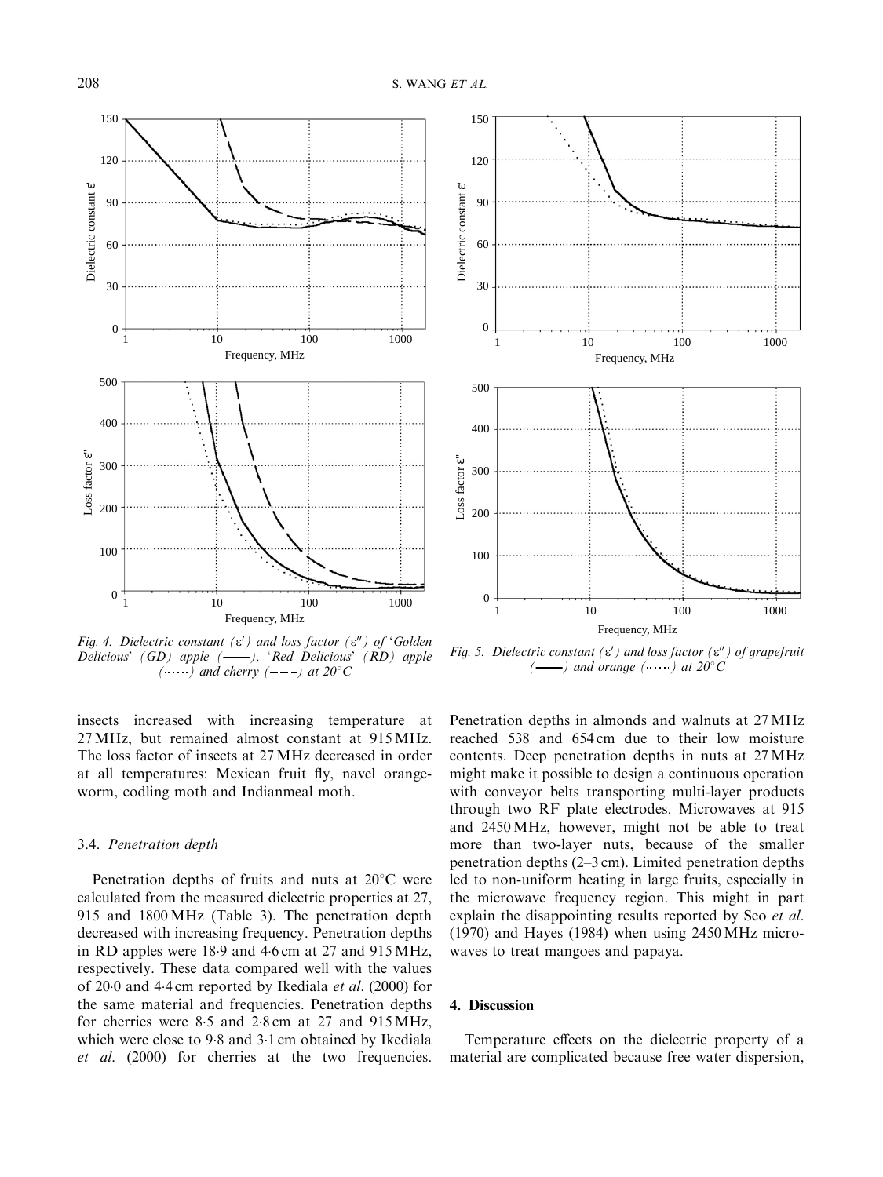Fig. 4. Dielectric constant ($\varepsilon'$) and loss factor ($\varepsilon''$) of 'Golden Delicious' (GD) apple (——), 'Red Delicious' (RD) apple (……) and cherry (– – –) at 20°C

Fig. 5. Dielectric constant ($\varepsilon'$) and loss factor ($\varepsilon''$) of grapefruit (——) and orange (……) at 20°C

insects increased with increasing temperature at 27 MHz, but remained almost constant at 915 MHz. The loss factor of insects at 27 MHz decreased in order at all temperatures: Mexican fruit fly, navel orangeworm, codling moth and Indianmeal moth.

### 3.4. *Penetration depth*

Penetration depths of fruits and nuts at 20°C were calculated from the measured dielectric properties at 27, 915 and 1800 MHz (Table 3). The penetration depth decreased with increasing frequency. Penetration depths in RD apples were 18·9 and 4·6 cm at 27 and 915 MHz, respectively. These data compared well with the values of 20·0 and 4·4 cm reported by Ikediala *et al*. (2000) for the same material and frequencies. Penetration depths for cherries were 8·5 and 2·8 cm at 27 and 915 MHz, which were close to 9·8 and 3·1 cm obtained by Ikediala *et al*. (2000) for cherries at the two frequencies. Penetration depths in almonds and walnuts at 27 MHz reached 538 and 654 cm due to their low moisture contents. Deep penetration depths in nuts at 27 MHz might make it possible to design a continuous operation with conveyor belts transporting multi-layer products through two RF plate electrodes. Microwaves at 915 and 2450 MHz, however, might not be able to treat more than two-layer nuts, because of the smaller penetration depths (2–3 cm). Limited penetration depths led to non-uniform heating in large fruits, especially in the microwave frequency region. This might in part explain the disappointing results reported by Seo *et al*. (1970) and Hayes (1984) when using 2450 MHz microwaves to treat mangoes and papaya.

## 4. Discussion

Temperature effects on the dielectric property of a material are complicated because free water dispersion,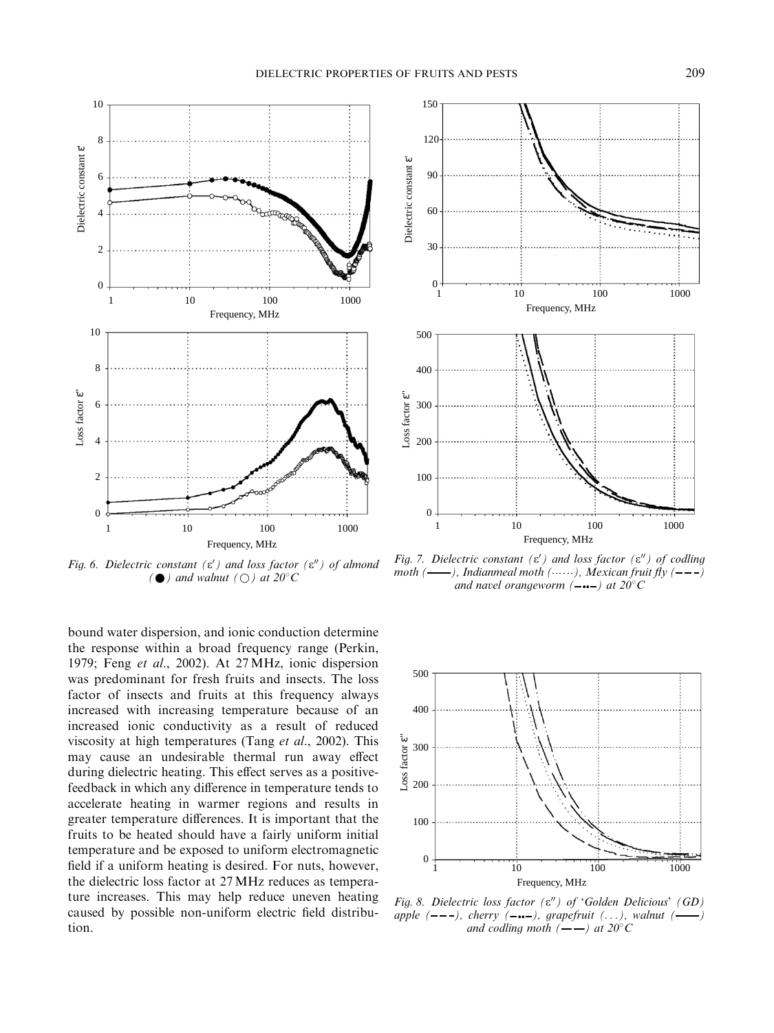Fig. 6. Dielectric constant ($\varepsilon'$) and loss factor ($\varepsilon''$) of almond (●) and walnut (○) at 20°C

Fig. 7. Dielectric constant ($\varepsilon'$) and loss factor ($\varepsilon''$) of codling moth (——), Indianmeal moth (······), Mexican fruit fly (– – –) and navel orangeworm (–··–) at 20°C

bound water dispersion, and ionic conduction determine the response within a broad frequency range (Perkin, 1979; Feng *et al*., 2002). At 27 MHz, ionic dispersion was predominant for fresh fruits and insects. The loss factor of insects and fruits at this frequency always increased with increasing temperature because of an increased ionic conductivity as a result of reduced viscosity at high temperatures (Tang *et al*., 2002). This may cause an undesirable thermal run away effect during dielectric heating. This effect serves as a positive-feedback in which any difference in temperature tends to accelerate heating in warmer regions and results in greater temperature differences. It is important that the fruits to be heated should have a fairly uniform initial temperature and be exposed to uniform electromagnetic field if a uniform heating is desired. For nuts, however, the dielectric loss factor at 27 MHz reduces as temperature increases. This may help reduce uneven heating caused by possible non-uniform electric field distribution.

Fig. 8. Dielectric loss factor ($\varepsilon''$) of 'Golden Delicious' (GD) apple (– – –), cherry (–··–), grapefruit (. . .), walnut (——) and codling moth (— —) at 20°C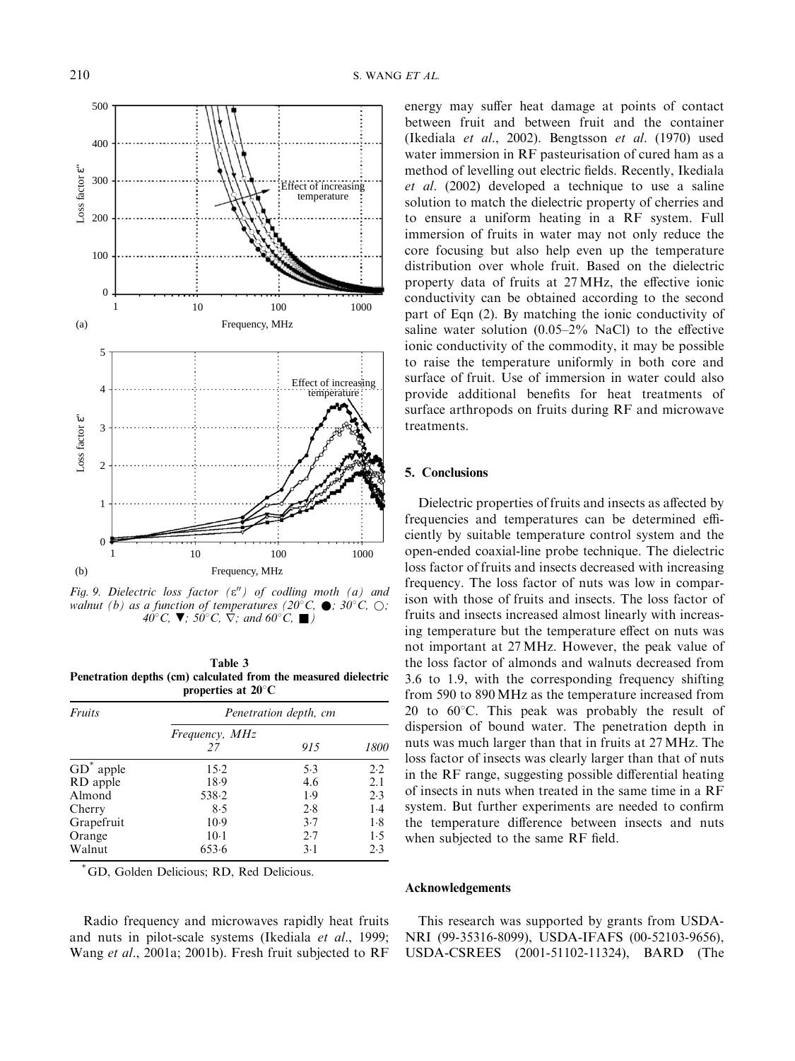Fig. 9. Dielectric loss factor ($\varepsilon''$) of codling moth (a) and walnut (b) as a function of temperatures (20°C, ●; 30°C, ○; 40°C, ▼; 50°C, ▽; and 60°C, ■)

**Table 3**
**Penetration depths (cm) calculated from the measured dielectric properties at 20°C**

| Fruits | Penetration depth, cm | | |
|---|---|---|---|
| | Frequency, MHz 27 | 915 | 1800 |
| GD* apple | 15·2 | 5·3 | 2·2 |
| RD apple | 18·9 | 4.6 | 2.1 |
| Almond | 538·2 | 1·9 | 2·3 |
| Cherry | 8·5 | 2·8 | 1·4 |
| Grapefruit | 10·9 | 3·7 | 1·8 |
| Orange | 10·1 | 2·7 | 1·5 |
| Walnut | 653·6 | 3·1 | 2·3 |

*GD, Golden Delicious; RD, Red Delicious.

Radio frequency and microwaves rapidly heat fruits and nuts in pilot-scale systems (Ikediala *et al*., 1999; Wang *et al*., 2001a; 2001b). Fresh fruit subjected to RF energy may suffer heat damage at points of contact between fruit and between fruit and the container (Ikediala *et al*., 2002). Bengtsson *et al*. (1970) used water immersion in RF pasteurisation of cured ham as a method of levelling out electric fields. Recently, Ikediala *et al*. (2002) developed a technique to use a saline solution to match the dielectric property of cherries and to ensure a uniform heating in a RF system. Full immersion of fruits in water may not only reduce the core focusing but also help even up the temperature distribution over whole fruit. Based on the dielectric property data of fruits at 27 MHz, the effective ionic conductivity can be obtained according to the second part of Eqn (2). By matching the ionic conductivity of saline water solution (0.05–2% NaCl) to the effective ionic conductivity of the commodity, it may be possible to raise the temperature uniformly in both core and surface of fruit. Use of immersion in water could also provide additional benefits for heat treatments of surface arthropods on fruits during RF and microwave treatments.

## 5. Conclusions

Dielectric properties of fruits and insects as affected by frequencies and temperatures can be determined efficiently by suitable temperature control system and the open-ended coaxial-line probe technique. The dielectric loss factor of fruits and insects decreased with increasing frequency. The loss factor of nuts was low in comparison with those of fruits and insects. The loss factor of fruits and insects increased almost linearly with increasing temperature but the temperature effect on nuts was not important at 27 MHz. However, the peak value of the loss factor of almonds and walnuts decreased from 3.6 to 1.9, with the corresponding frequency shifting from 590 to 890 MHz as the temperature increased from 20 to 60°C. This peak was probably the result of dispersion of bound water. The penetration depth in nuts was much larger than that in fruits at 27 MHz. The loss factor of insects was clearly larger than that of nuts in the RF range, suggesting possible differential heating of insects in nuts when treated in the same time in a RF system. But further experiments are needed to confirm the temperature difference between insects and nuts when subjected to the same RF field.

### Acknowledgements

This research was supported by grants from USDA-NRI (99-35316-8099), USDA-IFAFS (00-52103-9656), USDA-CSREES (2001-51102-11324), BARD (The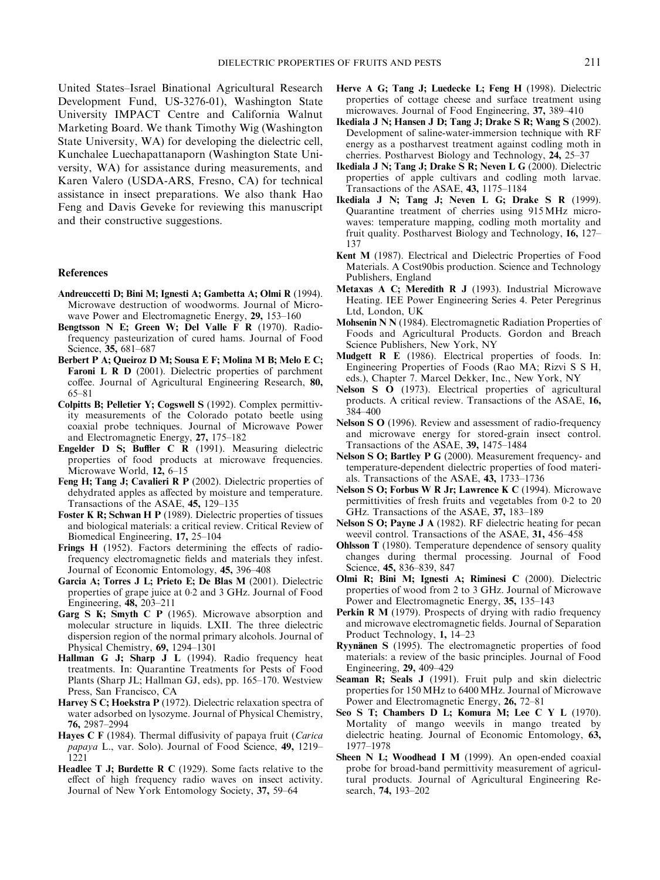United States–Israel Binational Agricultural Research Development Fund, US-3276-01), Washington State University IMPACT Centre and California Walnut Marketing Board. We thank Timothy Wig (Washington State University, WA) for developing the dielectric cell, Kunchalee Luechapattanaporn (Washington State University, WA) for assistance during measurements, and Karen Valero (USDA-ARS, Fresno, CA) for technical assistance in insect preparations. We also thank Hao Feng and Davis Geveke for reviewing this manuscript and their constructive suggestions.

## References

**Andreuccetti D; Bini M; Ignesti A; Gambetta A; Olmi R** (1994). Microwave destruction of woodworms. Journal of Microwave Power and Electromagnetic Energy, **29,** 153–160

**Bengtsson N E; Green W; Del Valle F R** (1970). Radio-frequency pasteurization of cured hams. Journal of Food Science, **35,** 681–687

**Berbert P A; Queiroz D M; Sousa E F; Molina M B; Melo E C; Faroni L R D** (2001). Dielectric properties of parchment coffee. Journal of Agricultural Engineering Research, **80,** 65–81

**Colpitts B; Pelletier Y; Cogswell S** (1992). Complex permittivity measurements of the Colorado potato beetle using coaxial probe techniques. Journal of Microwave Power and Electromagnetic Energy, **27,** 175–182

**Engelder D S; Buffler C R** (1991). Measuring dielectric properties of food products at microwave frequencies. Microwave World, **12,** 6–15

**Feng H; Tang J; Cavalieri R P** (2002). Dielectric properties of dehydrated apples as affected by moisture and temperature. Transactions of the ASAE, **45,** 129–135

**Foster K R; Schwan H P** (1989). Dielectric properties of tissues and biological materials: a critical review. Critical Review of Biomedical Engineering, **17,** 25–104

**Frings H** (1952). Factors determining the effects of radio-frequency electromagnetic fields and materials they infest. Journal of Economic Entomology, **45,** 396–408

**Garcia A; Torres J L; Prieto E; De Blas M** (2001). Dielectric properties of grape juice at 0·2 and 3 GHz. Journal of Food Engineering, **48,** 203–211

**Garg S K; Smyth C P** (1965). Microwave absorption and molecular structure in liquids. LXII. The three dielectric dispersion region of the normal primary alcohols. Journal of Physical Chemistry, **69,** 1294–1301

**Hallman G J; Sharp J L** (1994). Radio frequency heat treatments. In: Quarantine Treatments for Pests of Food Plants (Sharp JL; Hallman GJ, eds), pp. 165–170. Westview Press, San Francisco, CA

**Harvey S C; Hoekstra P** (1972). Dielectric relaxation spectra of water adsorbed on lysozyme. Journal of Physical Chemistry, **76,** 2987–2994

**Hayes C F** (1984). Thermal diffusivity of papaya fruit (*Carica papaya* L., var. Solo). Journal of Food Science, **49,** 1219–1221

**Headlee T J; Burdette R C** (1929). Some facts relative to the effect of high frequency radio waves on insect activity. Journal of New York Entomology Society, **37,** 59–64

**Herve A G; Tang J; Luedecke L; Feng H** (1998). Dielectric properties of cottage cheese and surface treatment using microwaves. Journal of Food Engineering, **37,** 389–410

**Ikediala J N; Hansen J D; Tang J; Drake S R; Wang S** (2002). Development of saline-water-immersion technique with RF energy as a postharvest treatment against codling moth in cherries. Postharvest Biology and Technology, **24,** 25–37

**Ikediala J N; Tang J; Drake S R; Neven L G** (2000). Dielectric properties of apple cultivars and codling moth larvae. Transactions of the ASAE, **43,** 1175–1184

**Ikediala J N; Tang J; Neven L G; Drake S R** (1999). Quarantine treatment of cherries using 915 MHz microwaves: temperature mapping, codling moth mortality and fruit quality. Postharvest Biology and Technology, **16,** 127–137

**Kent M** (1987). Electrical and Dielectric Properties of Food Materials. A Cost90bis production. Science and Technology Publishers, England

**Metaxas A C; Meredith R J** (1993). Industrial Microwave Heating. IEE Power Engineering Series 4. Peter Peregrinus Ltd, London, UK

**Mohsenin N N** (1984). Electromagnetic Radiation Properties of Foods and Agricultural Products. Gordon and Breach Science Publishers, New York, NY

**Mudgett R E** (1986). Electrical properties of foods. In: Engineering Properties of Foods (Rao MA; Rizvi S S H, eds.), Chapter 7. Marcel Dekker, Inc., New York, NY

**Nelson S O** (1973). Electrical properties of agricultural products. A critical review. Transactions of the ASAE, **16,** 384–400

**Nelson S O** (1996). Review and assessment of radio-frequency and microwave energy for stored-grain insect control. Transactions of the ASAE, **39,** 1475–1484

**Nelson S O; Bartley P G** (2000). Measurement frequency- and temperature-dependent dielectric properties of food materials. Transactions of the ASAE, **43,** 1733–1736

**Nelson S O; Forbus W R Jr; Lawrence K C** (1994). Microwave permittivities of fresh fruits and vegetables from 0·2 to 20 GHz. Transactions of the ASAE, **37,** 183–189

**Nelson S O; Payne J A** (1982). RF dielectric heating for pecan weevil control. Transactions of the ASAE, **31,** 456–458

**Ohlsson T** (1980). Temperature dependence of sensory quality changes during thermal processing. Journal of Food Science, **45,** 836–839, 847

**Olmi R; Bini M; Ignesti A; Riminesi C** (2000). Dielectric properties of wood from 2 to 3 GHz. Journal of Microwave Power and Electromagnetic Energy, **35,** 135–143

**Perkin R M** (1979). Prospects of drying with radio frequency and microwave electromagnetic fields. Journal of Separation Product Technology, **1,** 14–23

**Ryynänen S** (1995). The electromagnetic properties of food materials: a review of the basic principles. Journal of Food Engineering, **29,** 409–429

**Seaman R; Seals J** (1991). Fruit pulp and skin dielectric properties for 150 MHz to 6400 MHz. Journal of Microwave Power and Electromagnetic Energy, **26,** 72–81

**Seo S T; Chambers D L; Komura M; Lee C Y L** (1970). Mortality of mango weevils in mango treated by dielectric heating. Journal of Economic Entomology, **63,** 1977–1978

**Sheen N L; Woodhead I M** (1999). An open-ended coaxial probe for broad-band permittivity measurement of agricultural products. Journal of Agricultural Engineering Research, **74,** 193–202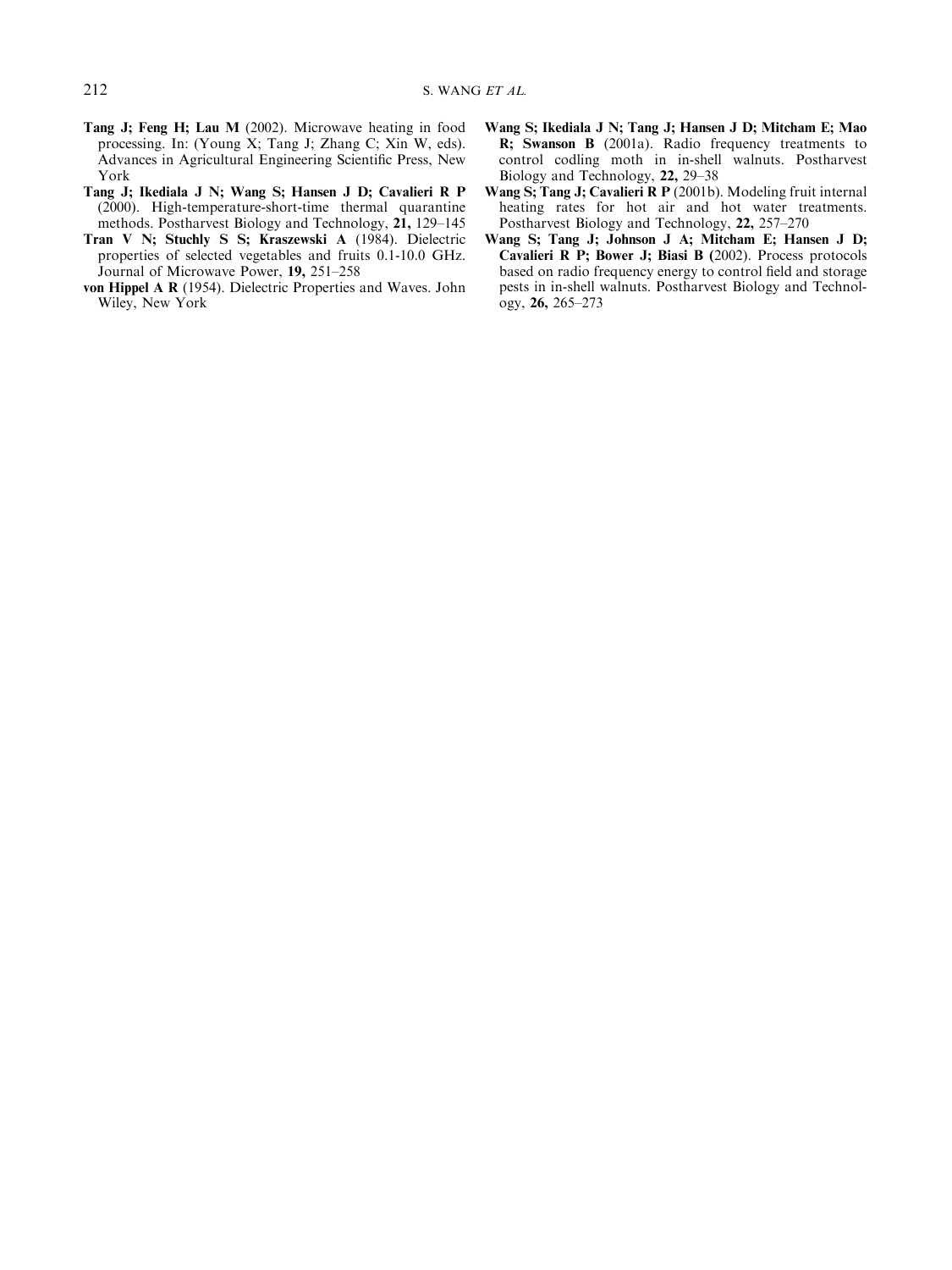**Tang J; Feng H; Lau M** (2002). Microwave heating in food processing. In: (Young X; Tang J; Zhang C; Xin W, eds). Advances in Agricultural Engineering Scientific Press, New York

**Tang J; Ikediala J N; Wang S; Hansen J D; Cavalieri R P** (2000). High-temperature-short-time thermal quarantine methods. Postharvest Biology and Technology, **21,** 129–145

**Tran V N; Stuchly S S; Kraszewski A** (1984). Dielectric properties of selected vegetables and fruits 0.1-10.0 GHz. Journal of Microwave Power, **19,** 251–258

**von Hippel A R** (1954). Dielectric Properties and Waves. John Wiley, New York

**Wang S; Ikediala J N; Tang J; Hansen J D; Mitcham E; Mao R; Swanson B** (2001a). Radio frequency treatments to control codling moth in in-shell walnuts. Postharvest Biology and Technology, **22,** 29–38

**Wang S; Tang J; Cavalieri R P** (2001b). Modeling fruit internal heating rates for hot air and hot water treatments. Postharvest Biology and Technology, **22,** 257–270

**Wang S; Tang J; Johnson J A; Mitcham E; Hansen J D; Cavalieri R P; Bower J; Biasi B** (2002). Process protocols based on radio frequency energy to control field and storage pests in in-shell walnuts. Postharvest Biology and Technology, **26,** 265–273